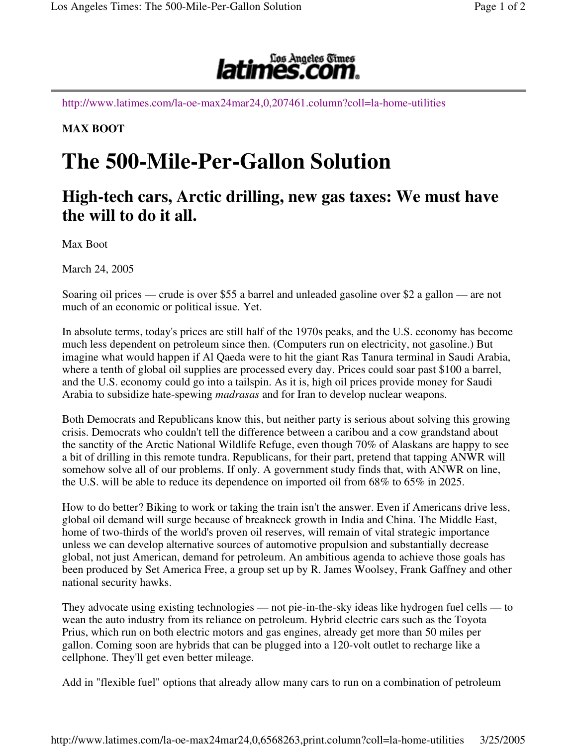http://www.latimes.com/la-oe-max24mar24,0,207461.column?coll=la-home-utilities

**MAX BOOT**

# The 500-Mile-Per-Gallon Solution

## High-tech cars, Arctic drilling, new gas taxes: We must have the will to do it all.

Max Boot

March 24, 2005

Soaring oil prices — crude is over $55 a barrel and unleaded gasoline over $2 a gallon — are not much of an economic or political issue. Yet.

In absolute terms, today's prices are still half of the 1970s peaks, and the U.S. economy has become much less dependent on petroleum since then. (Computers run on electricity, not gasoline.) But imagine what would happen if Al Qaeda were to hit the giant Ras Tanura terminal in Saudi Arabia, where a tenth of global oil supplies are processed every day. Prices could soar past $100 a barrel, and the U.S. economy could go into a tailspin. As it is, high oil prices provide money for Saudi Arabia to subsidize hate-spewing *madrasas* and for Iran to develop nuclear weapons.

Both Democrats and Republicans know this, but neither party is serious about solving this growing crisis. Democrats who couldn't tell the difference between a caribou and a cow grandstand about the sanctity of the Arctic National Wildlife Refuge, even though 70% of Alaskans are happy to see a bit of drilling in this remote tundra. Republicans, for their part, pretend that tapping ANWR will somehow solve all of our problems. If only. A government study finds that, with ANWR on line, the U.S. will be able to reduce its dependence on imported oil from 68% to 65% in 2025.

How to do better? Biking to work or taking the train isn't the answer. Even if Americans drive less, global oil demand will surge because of breakneck growth in India and China. The Middle East, home of two-thirds of the world's proven oil reserves, will remain of vital strategic importance unless we can develop alternative sources of automotive propulsion and substantially decrease global, not just American, demand for petroleum. An ambitious agenda to achieve those goals has been produced by Set America Free, a group set up by R. James Woolsey, Frank Gaffney and other national security hawks.

They advocate using existing technologies — not pie-in-the-sky ideas like hydrogen fuel cells — to wean the auto industry from its reliance on petroleum. Hybrid electric cars such as the Toyota Prius, which run on both electric motors and gas engines, already get more than 50 miles per gallon. Coming soon are hybrids that can be plugged into a 120-volt outlet to recharge like a cellphone. They'll get even better mileage.

Add in "flexible fuel" options that already allow many cars to run on a combination of petroleum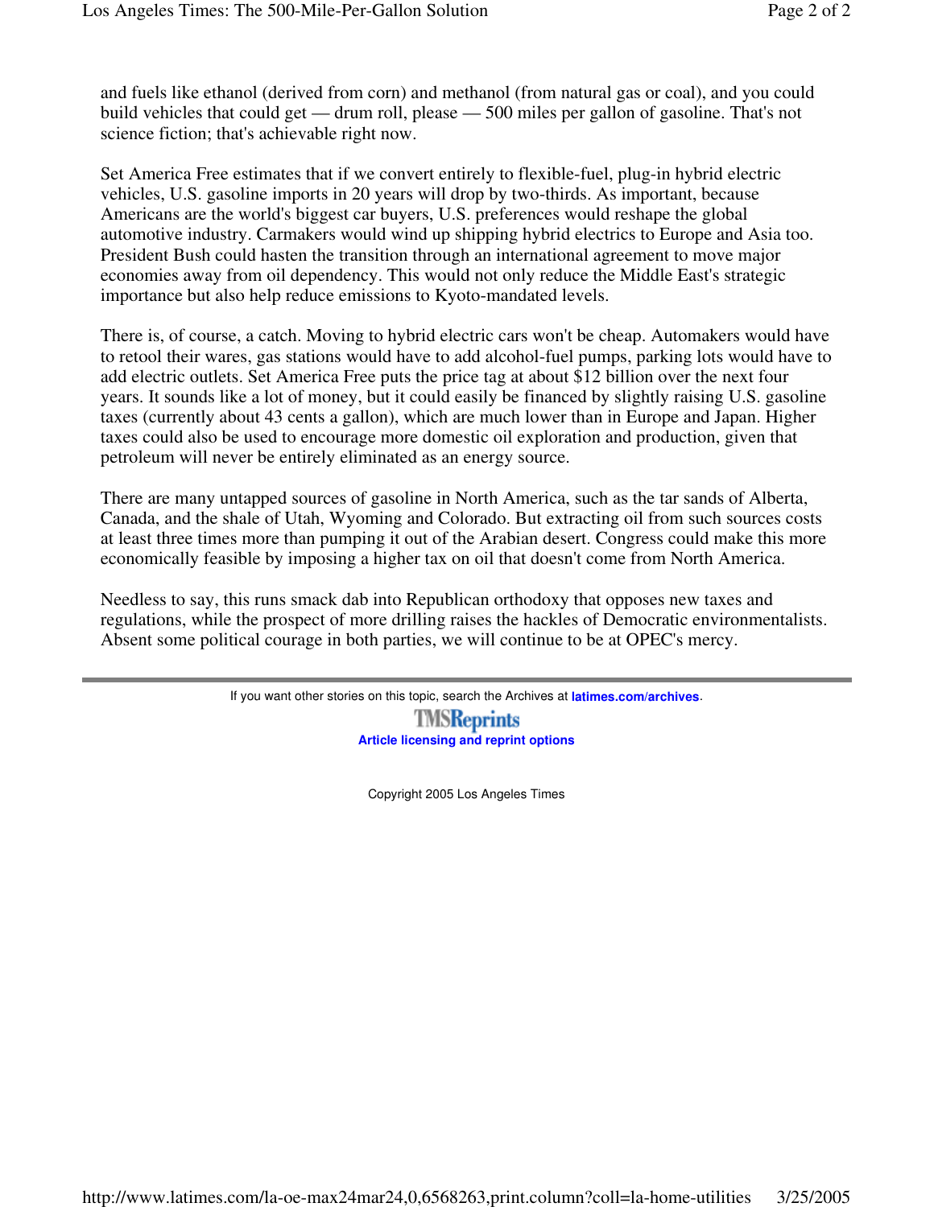and fuels like ethanol (derived from corn) and methanol (from natural gas or coal), and you could build vehicles that could get — drum roll, please — 500 miles per gallon of gasoline. That's not science fiction; that's achievable right now.

Set America Free estimates that if we convert entirely to flexible-fuel, plug-in hybrid electric vehicles, U.S. gasoline imports in 20 years will drop by two-thirds. As important, because Americans are the world's biggest car buyers, U.S. preferences would reshape the global automotive industry. Carmakers would wind up shipping hybrid electrics to Europe and Asia too. President Bush could hasten the transition through an international agreement to move major economies away from oil dependency. This would not only reduce the Middle East's strategic importance but also help reduce emissions to Kyoto-mandated levels.

There is, of course, a catch. Moving to hybrid electric cars won't be cheap. Automakers would have to retool their wares, gas stations would have to add alcohol-fuel pumps, parking lots would have to add electric outlets. Set America Free puts the price tag at about $12 billion over the next four years. It sounds like a lot of money, but it could easily be financed by slightly raising U.S. gasoline taxes (currently about 43 cents a gallon), which are much lower than in Europe and Japan. Higher taxes could also be used to encourage more domestic oil exploration and production, given that petroleum will never be entirely eliminated as an energy source.

There are many untapped sources of gasoline in North America, such as the tar sands of Alberta, Canada, and the shale of Utah, Wyoming and Colorado. But extracting oil from such sources costs at least three times more than pumping it out of the Arabian desert. Congress could make this more economically feasible by imposing a higher tax on oil that doesn't come from North America.

Needless to say, this runs smack dab into Republican orthodoxy that opposes new taxes and regulations, while the prospect of more drilling raises the hackles of Democratic environmentalists. Absent some political courage in both parties, we will continue to be at OPEC's mercy.

---

If you want other stories on this topic, search the Archives at **latimes.com/archives**.

TMSReprints

**Article licensing and reprint options**

Copyright 2005 Los Angeles Times